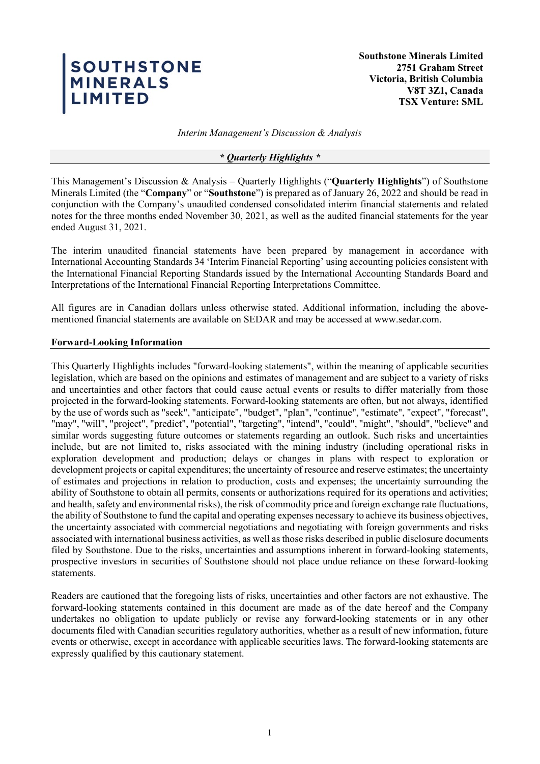**SOUTHSTONE MINERALS LIMITED**

**Southstone Minerals Limited**
**2751 Graham Street**
**Victoria, British Columbia**
**V8T 3Z1, Canada**
**TSX Venture: SML**

*Interim Management's Discussion & Analysis*

***\* Quarterly Highlights \****

This Management's Discussion & Analysis – Quarterly Highlights ("**Quarterly Highlights**") of Southstone Minerals Limited (the "**Company**" or "**Southstone**") is prepared as of January 26, 2022 and should be read in conjunction with the Company's unaudited condensed consolidated interim financial statements and related notes for the three months ended November 30, 2021, as well as the audited financial statements for the year ended August 31, 2021.

The interim unaudited financial statements have been prepared by management in accordance with International Accounting Standards 34 'Interim Financial Reporting' using accounting policies consistent with the International Financial Reporting Standards issued by the International Accounting Standards Board and Interpretations of the International Financial Reporting Interpretations Committee.

All figures are in Canadian dollars unless otherwise stated. Additional information, including the above-mentioned financial statements are available on SEDAR and may be accessed at www.sedar.com.

**Forward-Looking Information**

This Quarterly Highlights includes "forward-looking statements", within the meaning of applicable securities legislation, which are based on the opinions and estimates of management and are subject to a variety of risks and uncertainties and other factors that could cause actual events or results to differ materially from those projected in the forward-looking statements. Forward-looking statements are often, but not always, identified by the use of words such as "seek", "anticipate", "budget", "plan", "continue", "estimate", "expect", "forecast", "may", "will", "project", "predict", "potential", "targeting", "intend", "could", "might", "should", "believe" and similar words suggesting future outcomes or statements regarding an outlook. Such risks and uncertainties include, but are not limited to, risks associated with the mining industry (including operational risks in exploration development and production; delays or changes in plans with respect to exploration or development projects or capital expenditures; the uncertainty of resource and reserve estimates; the uncertainty of estimates and projections in relation to production, costs and expenses; the uncertainty surrounding the ability of Southstone to obtain all permits, consents or authorizations required for its operations and activities; and health, safety and environmental risks), the risk of commodity price and foreign exchange rate fluctuations, the ability of Southstone to fund the capital and operating expenses necessary to achieve its business objectives, the uncertainty associated with commercial negotiations and negotiating with foreign governments and risks associated with international business activities, as well as those risks described in public disclosure documents filed by Southstone. Due to the risks, uncertainties and assumptions inherent in forward-looking statements, prospective investors in securities of Southstone should not place undue reliance on these forward-looking statements.

Readers are cautioned that the foregoing lists of risks, uncertainties and other factors are not exhaustive. The forward-looking statements contained in this document are made as of the date hereof and the Company undertakes no obligation to update publicly or revise any forward-looking statements or in any other documents filed with Canadian securities regulatory authorities, whether as a result of new information, future events or otherwise, except in accordance with applicable securities laws. The forward-looking statements are expressly qualified by this cautionary statement.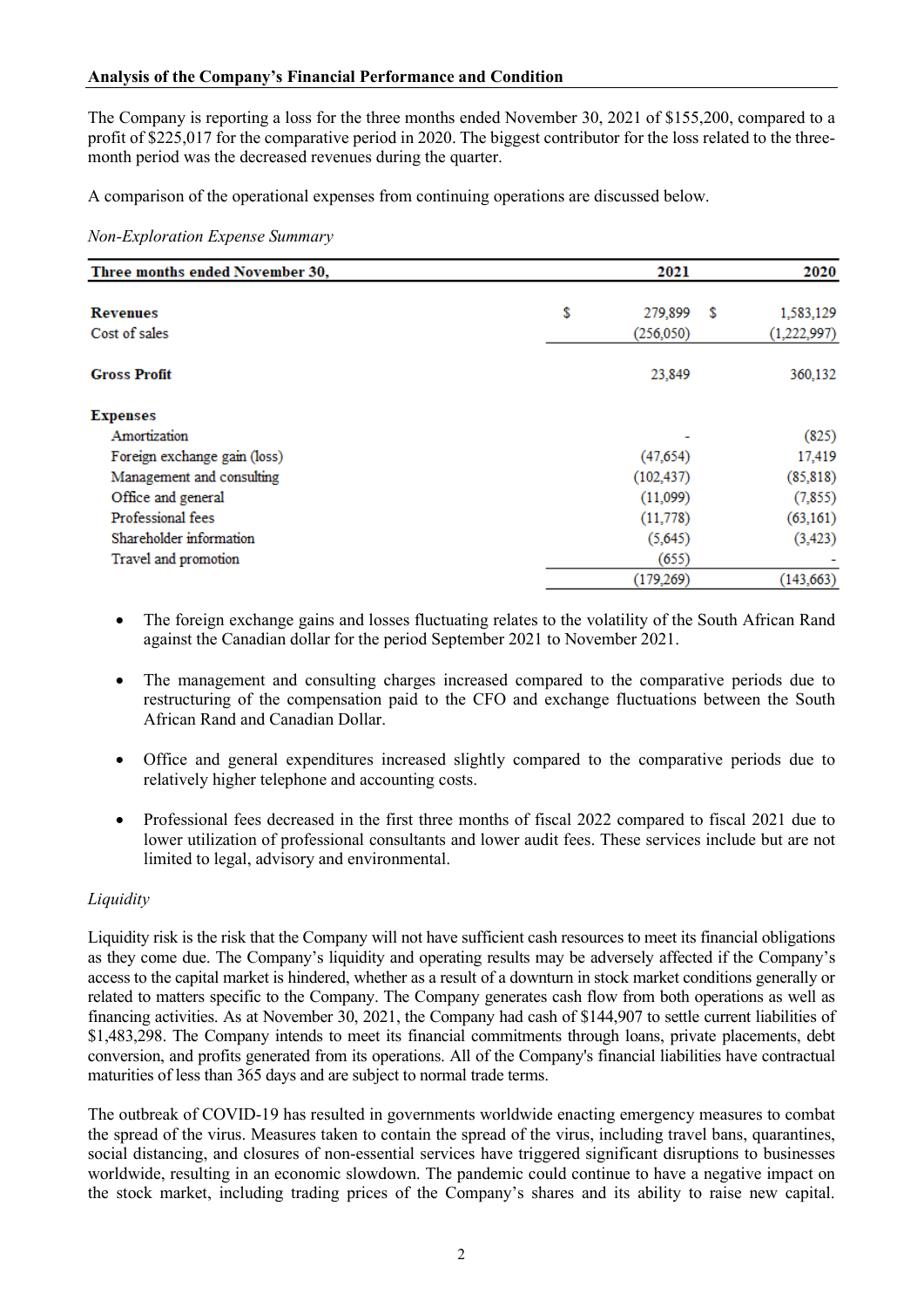**Analysis of the Company's Financial Performance and Condition**

The Company is reporting a loss for the three months ended November 30, 2021 of $155,200, compared to a profit of $225,017 for the comparative period in 2020. The biggest contributor for the loss related to the three-month period was the decreased revenues during the quarter.

A comparison of the operational expenses from continuing operations are discussed below.

*Non-Exploration Expense Summary*

| Three months ended November 30, | 2021 | 2020 |
|---|---|---|
| **Revenues** | $ 279,899 | $ 1,583,129 |
| Cost of sales | (256,050) | (1,222,997) |
| **Gross Profit** | 23,849 | 360,132 |
| **Expenses** | | |
| Amortization | - | (825) |
| Foreign exchange gain (loss) | (47,654) | 17,419 |
| Management and consulting | (102,437) | (85,818) |
| Office and general | (11,099) | (7,855) |
| Professional fees | (11,778) | (63,161) |
| Shareholder information | (5,645) | (3,423) |
| Travel and promotion | (655) | - |
| | (179,269) | (143,663) |

- The foreign exchange gains and losses fluctuating relates to the volatility of the South African Rand against the Canadian dollar for the period September 2021 to November 2021.
- The management and consulting charges increased compared to the comparative periods due to restructuring of the compensation paid to the CFO and exchange fluctuations between the South African Rand and Canadian Dollar.
- Office and general expenditures increased slightly compared to the comparative periods due to relatively higher telephone and accounting costs.
- Professional fees decreased in the first three months of fiscal 2022 compared to fiscal 2021 due to lower utilization of professional consultants and lower audit fees. These services include but are not limited to legal, advisory and environmental.

*Liquidity*

Liquidity risk is the risk that the Company will not have sufficient cash resources to meet its financial obligations as they come due. The Company's liquidity and operating results may be adversely affected if the Company's access to the capital market is hindered, whether as a result of a downturn in stock market conditions generally or related to matters specific to the Company. The Company generates cash flow from both operations as well as financing activities. As at November 30, 2021, the Company had cash of $144,907 to settle current liabilities of $1,483,298. The Company intends to meet its financial commitments through loans, private placements, debt conversion, and profits generated from its operations. All of the Company's financial liabilities have contractual maturities of less than 365 days and are subject to normal trade terms.

The outbreak of COVID-19 has resulted in governments worldwide enacting emergency measures to combat the spread of the virus. Measures taken to contain the spread of the virus, including travel bans, quarantines, social distancing, and closures of non-essential services have triggered significant disruptions to businesses worldwide, resulting in an economic slowdown. The pandemic could continue to have a negative impact on the stock market, including trading prices of the Company's shares and its ability to raise new capital.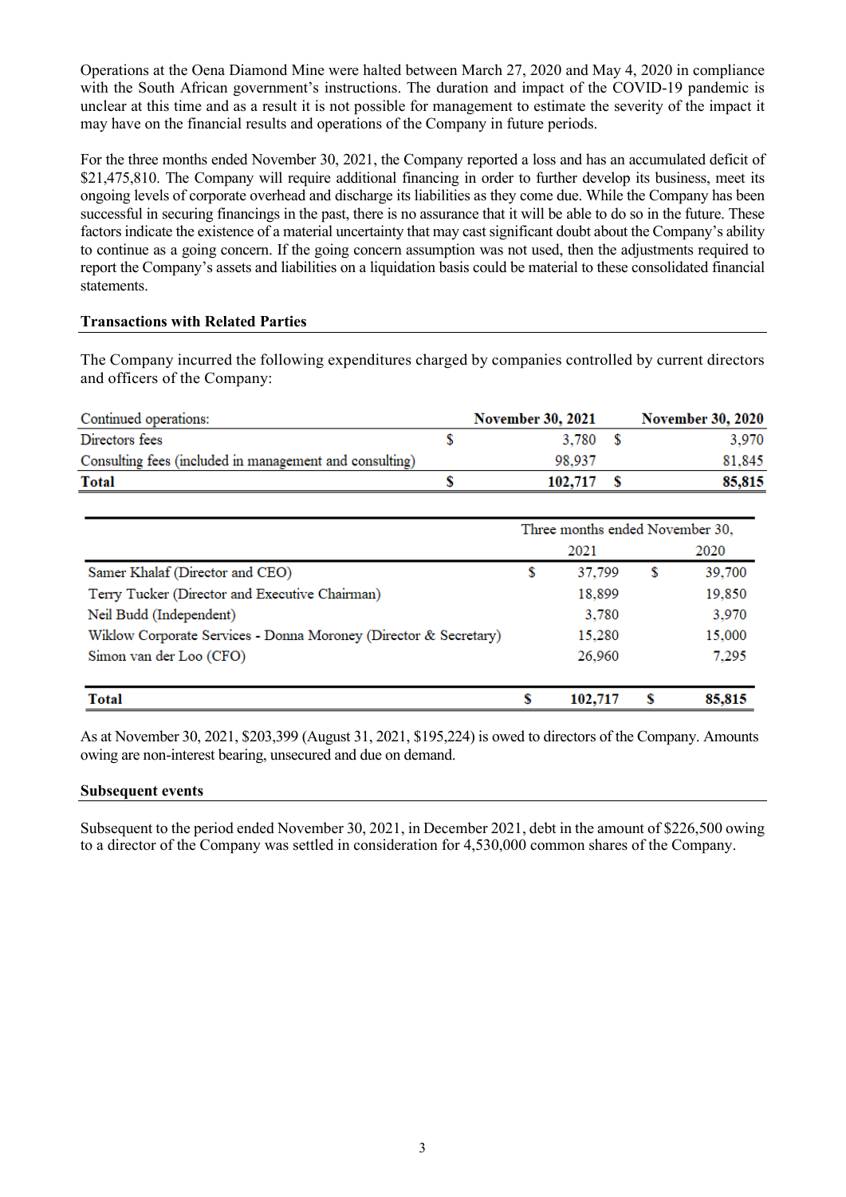Operations at the Oena Diamond Mine were halted between March 27, 2020 and May 4, 2020 in compliance with the South African government's instructions. The duration and impact of the COVID-19 pandemic is unclear at this time and as a result it is not possible for management to estimate the severity of the impact it may have on the financial results and operations of the Company in future periods.

For the three months ended November 30, 2021, the Company reported a loss and has an accumulated deficit of $21,475,810. The Company will require additional financing in order to further develop its business, meet its ongoing levels of corporate overhead and discharge its liabilities as they come due. While the Company has been successful in securing financings in the past, there is no assurance that it will be able to do so in the future. These factors indicate the existence of a material uncertainty that may cast significant doubt about the Company's ability to continue as a going concern. If the going concern assumption was not used, then the adjustments required to report the Company's assets and liabilities on a liquidation basis could be material to these consolidated financial statements.

**Transactions with Related Parties**

The Company incurred the following expenditures charged by companies controlled by current directors and officers of the Company:

| Continued operations: | | November 30, 2021 | | November 30, 2020 |
|---|---|---|---|---|
| Directors fees | $ | 3,780 | $ | 3,970 |
| Consulting fees (included in management and consulting) | | 98,937 | | 81,845 |
| **Total** | **$** | **102,717** | **$** | **85,815** |

| | Three months ended November 30, | | | |
|---|---|---|---|---|
| | | 2021 | | 2020 |
| Samer Khalaf (Director and CEO) | $ | 37,799 | $ | 39,700 |
| Terry Tucker (Director and Executive Chairman) | | 18,899 | | 19,850 |
| Neil Budd (Independent) | | 3,780 | | 3,970 |
| Wiklow Corporate Services - Donna Moroney (Director & Secretary) | | 15,280 | | 15,000 |
| Simon van der Loo (CFO) | | 26,960 | | 7,295 |
| **Total** | **$** | **102,717** | **$** | **85,815** |

As at November 30, 2021, $203,399 (August 31, 2021, $195,224) is owed to directors of the Company. Amounts owing are non-interest bearing, unsecured and due on demand.

**Subsequent events**

Subsequent to the period ended November 30, 2021, in December 2021, debt in the amount of $226,500 owing to a director of the Company was settled in consideration for 4,530,000 common shares of the Company.